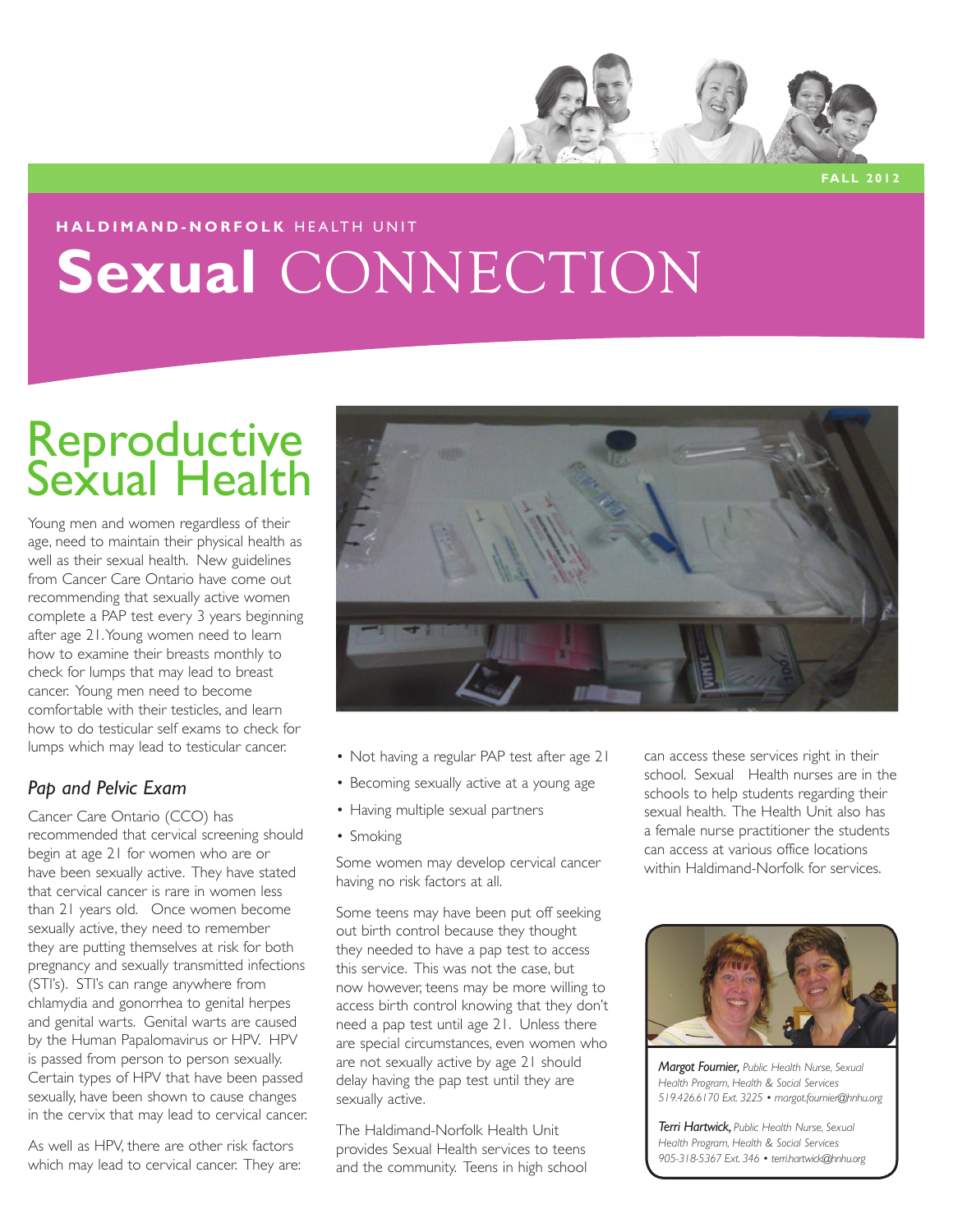FALL 2012

**HALDIMAND-NORFOLK** HEALTH UNIT

# **Sexual** CONNECTION

## Reproductive Sexual Health

Young men and women regardless of their age, need to maintain their physical health as well as their sexual health. New guidelines from Cancer Care Ontario have come out recommending that sexually active women complete a PAP test every 3 years beginning after age 21. Young women need to learn how to examine their breasts monthly to check for lumps that may lead to breast cancer. Young men need to become comfortable with their testicles, and learn how to do testicular self exams to check for lumps which may lead to testicular cancer.

### *Pap and Pelvic Exam*

Cancer Care Ontario (CCO) has recommended that cervical screening should begin at age 21 for women who are or have been sexually active. They have stated that cervical cancer is rare in women less than 21 years old. Once women become sexually active, they need to remember they are putting themselves at risk for both pregnancy and sexually transmitted infections (STI's). STI's can range anywhere from chlamydia and gonorrhea to genital herpes and genital warts. Genital warts are caused by the Human Papalomavirus or HPV. HPV is passed from person to person sexually. Certain types of HPV that have been passed sexually, have been shown to cause changes in the cervix that may lead to cervical cancer.

As well as HPV, there are other risk factors which may lead to cervical cancer. They are:

- Not having a regular PAP test after age 21
- Becoming sexually active at a young age
- Having multiple sexual partners
- Smoking

Some women may develop cervical cancer having no risk factors at all.

Some teens may have been put off seeking out birth control because they thought they needed to have a pap test to access this service. This was not the case, but now however, teens may be more willing to access birth control knowing that they don't need a pap test until age 21. Unless there are special circumstances, even women who are not sexually active by age 21 should delay having the pap test until they are sexually active.

The Haldimand-Norfolk Health Unit provides Sexual Health services to teens and the community. Teens in high school can access these services right in their school. Sexual Health nurses are in the schools to help students regarding their sexual health. The Health Unit also has a female nurse practitioner the students can access at various office locations within Haldimand-Norfolk for services.

***Margot Fournier,*** *Public Health Nurse, Sexual Health Program, Health & Social Services 519.426.6170 Ext. 3225 • margot.fournier@hnhu.org*

***Terri Hartwick,*** *Public Health Nurse, Sexual Health Program, Health & Social Services 905-318-5367 Ext. 346 • terri.hartwick@hnhu.org*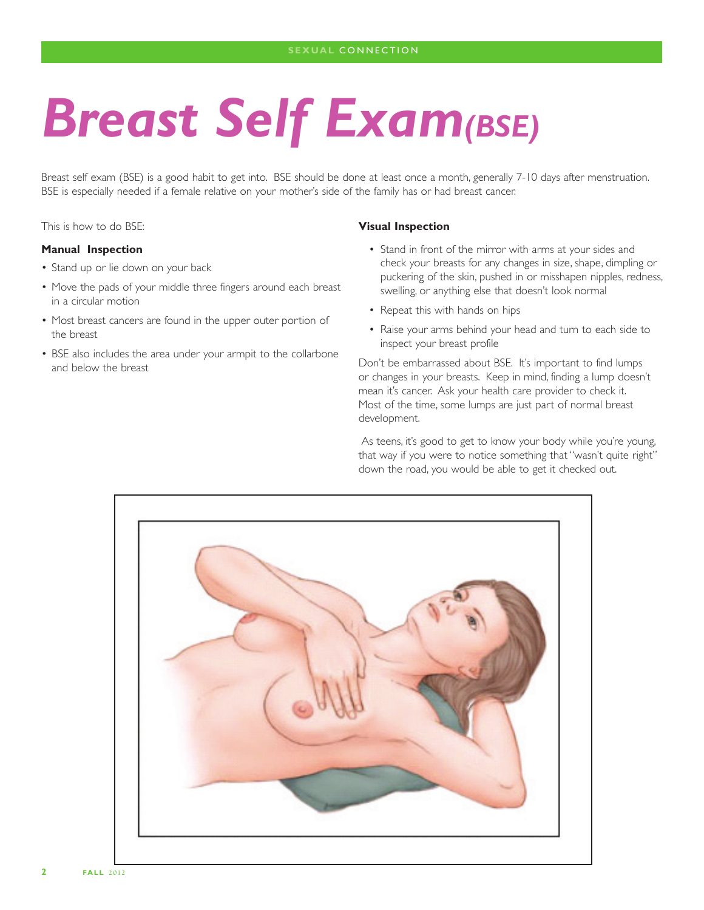# Breast Self Exam *(BSE)*

Breast self exam (BSE) is a good habit to get into. BSE should be done at least once a month, generally 7-10 days after menstruation. BSE is especially needed if a female relative on your mother's side of the family has or had breast cancer.

This is how to do BSE:

**Manual Inspection**

- Stand up or lie down on your back
- Move the pads of your middle three fingers around each breast in a circular motion
- Most breast cancers are found in the upper outer portion of the breast
- BSE also includes the area under your armpit to the collarbone and below the breast

**Visual Inspection**

- Stand in front of the mirror with arms at your sides and check your breasts for any changes in size, shape, dimpling or puckering of the skin, pushed in or misshapen nipples, redness, swelling, or anything else that doesn't look normal
- Repeat this with hands on hips
- Raise your arms behind your head and turn to each side to inspect your breast profile

Don't be embarrassed about BSE. It's important to find lumps or changes in your breasts. Keep in mind, finding a lump doesn't mean it's cancer. Ask your health care provider to check it. Most of the time, some lumps are just part of normal breast development.

As teens, it's good to get to know your body while you're young, that way if you were to notice something that "wasn't quite right" down the road, you would be able to get it checked out.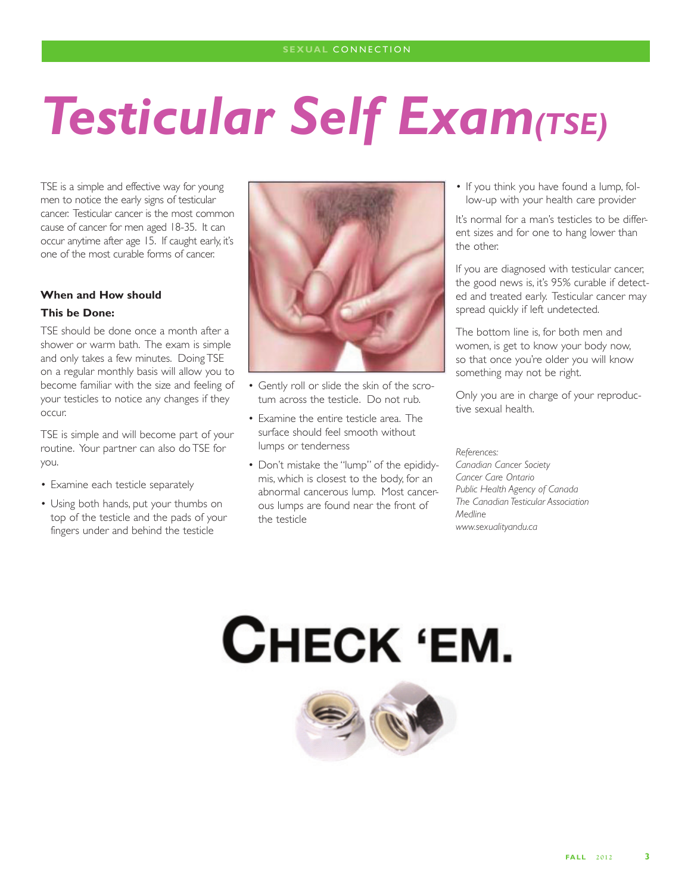# Testicular Self Exam *(TSE)*

TSE is a simple and effective way for young men to notice the early signs of testicular cancer. Testicular cancer is the most common cause of cancer for men aged 18-35. It can occur anytime after age 15. If caught early, it's one of the most curable forms of cancer.

**When and How should This be Done:**

TSE should be done once a month after a shower or warm bath. The exam is simple and only takes a few minutes. Doing TSE on a regular monthly basis will allow you to become familiar with the size and feeling of your testicles to notice any changes if they occur.

TSE is simple and will become part of your routine. Your partner can also do TSE for you.

- Examine each testicle separately
- Using both hands, put your thumbs on top of the testicle and the pads of your fingers under and behind the testicle
- Gently roll or slide the skin of the scrotum across the testicle. Do not rub.
- Examine the entire testicle area. The surface should feel smooth without lumps or tenderness
- Don't mistake the "lump" of the epididymis, which is closest to the body, for an abnormal cancerous lump. Most cancerous lumps are found near the front of the testicle
- If you think you have found a lump, follow-up with your health care provider

It's normal for a man's testicles to be different sizes and for one to hang lower than the other.

If you are diagnosed with testicular cancer, the good news is, it's 95% curable if detected and treated early. Testicular cancer may spread quickly if left undetected.

The bottom line is, for both men and women, is get to know your body now, so that once you're older you will know something may not be right.

Only you are in charge of your reproductive sexual health.

*References:*
*Canadian Cancer Society*
*Cancer Care Ontario*
*Public Health Agency of Canada*
*The Canadian Testicular Association*
*Medline*
*www.sexualityandu.ca*

**CHECK 'EM.**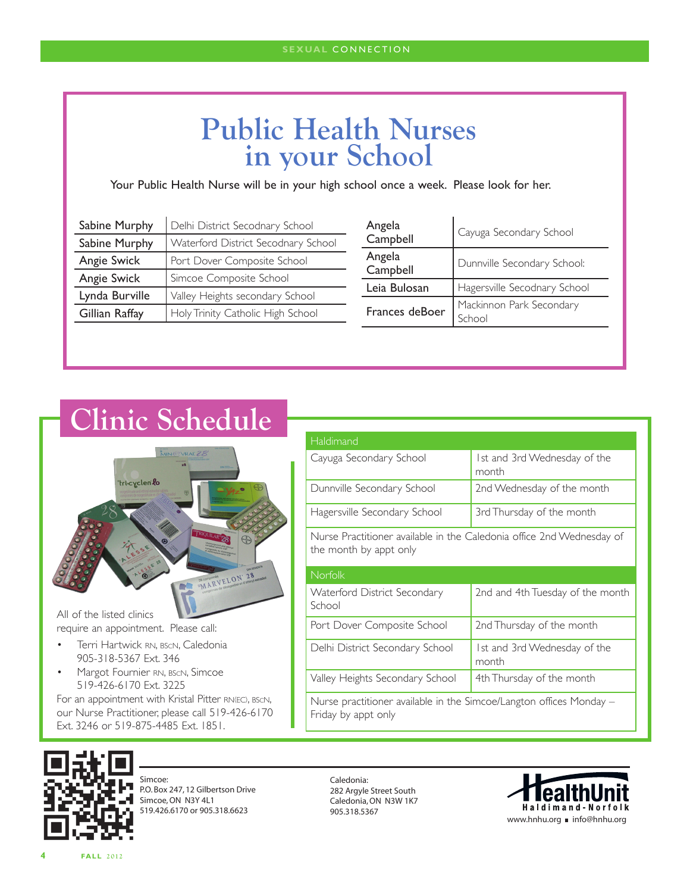# Public Health Nurses in your School

Your Public Health Nurse will be in your high school once a week. Please look for her.

| | |
|---|---|
| Sabine Murphy | Delhi District Secodnary School |
| Sabine Murphy | Waterford District Secodnary School |
| Angie Swick | Port Dover Composite School |
| Angie Swick | Simcoe Composite School |
| Lynda Burville | Valley Heights secondary School |
| Gillian Raffay | Holy Trinity Catholic High School |

| | |
|---|---|
| Angela Campbell | Cayuga Secondary School |
| Angela Campbell | Dunnville Secondary School: |
| Leia Bulosan | Hagersville Secodnary School |
| Frances deBoer | Mackinnon Park Secondary School |

# Clinic Schedule

All of the listed clinics require an appointment. Please call:

- Terri Hartwick RN, BScN, Caledonia 905-318-5367 Ext. 346
- Margot Fournier RN, BScN, Simcoe 519-426-6170 Ext. 3225

For an appointment with Kristal Pitter RN(EC), BScN, our Nurse Practitioner, please call 519-426-6170 Ext. 3246 or 519-875-4485 Ext. 1851.

| Haldimand | |
|---|---|
| Cayuga Secondary School | 1st and 3rd Wednesday of the month |
| Dunnville Secondary School | 2nd Wednesday of the month |
| Hagersville Secondary School | 3rd Thursday of the month |
| Nurse Practitioner available in the Caledonia office 2nd Wednesday of the month by appt only | |
| **Norfolk** | |
| Waterford District Secondary School | 2nd and 4th Tuesday of the month |
| Port Dover Composite School | 2nd Thursday of the month |
| Delhi District Secondary School | 1st and 3rd Wednesday of the month |
| Valley Heights Secondary School | 4th Thursday of the month |
| Nurse practitioner available in the Simcoe/Langton offices Monday – Friday by appt only | |

Simcoe:
P.O. Box 247, 12 Gilbertson Drive
Simcoe, ON N3Y 4L1
519.426.6170 or 905.318.6623

Caledonia:
282 Argyle Street South
Caledonia, ON N3W 1K7
905.318.5367

HealthUnit Haldimand-Norfolk
www.hnhu.org ■ info@hnhu.org